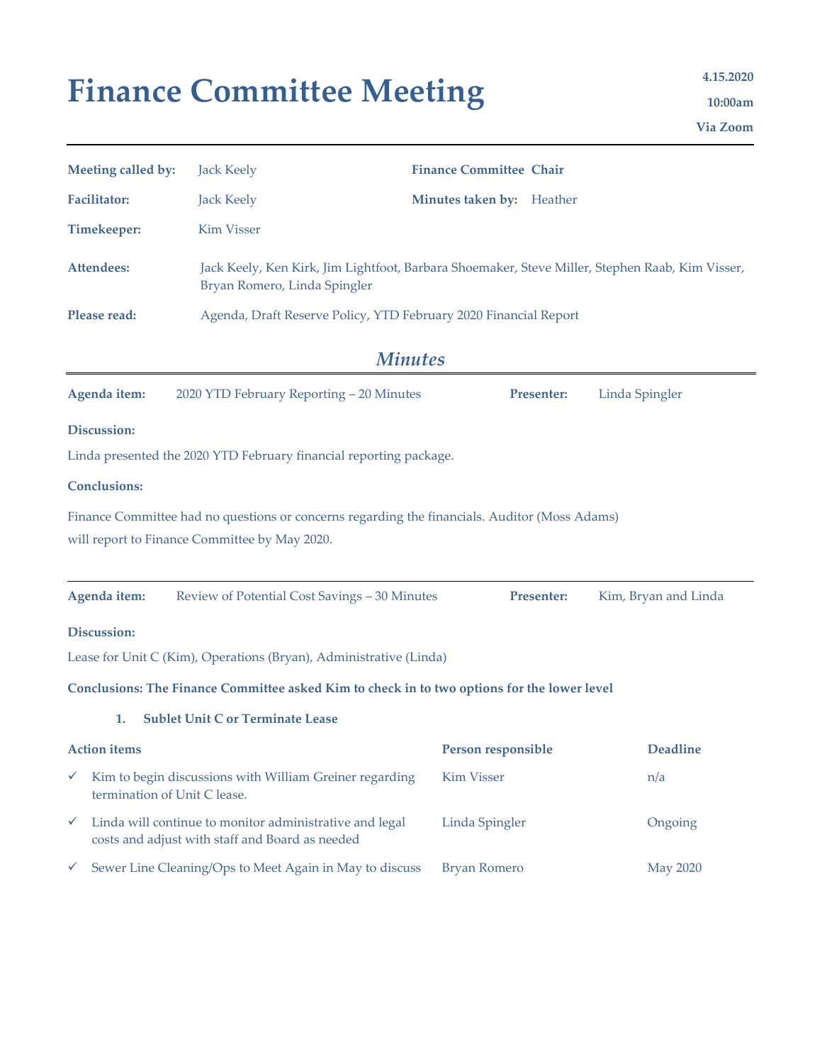# Finance Committee Meeting

**4.15.2020**

**10:00am**

**Via Zoom**

| | | | |
|---|---|---|---|
| **Meeting called by:** | Jack Keely | **Finance Committee Chair** | |
| **Facilitator:** | Jack Keely | **Minutes taken by:** | Heather |
| **Timekeeper:** | Kim Visser | | |
| **Attendees:** | Jack Keely, Ken Kirk, Jim Lightfoot, Barbara Shoemaker, Steve Miller, Stephen Raab, Kim Visser, Bryan Romero, Linda Spingler | | |
| **Please read:** | Agenda, Draft Reserve Policy, YTD February 2020 Financial Report | | |

## *Minutes*

**Agenda item:** 2020 YTD February Reporting – 20 Minutes **Presenter:** Linda Spingler

**Discussion:**

Linda presented the 2020 YTD February financial reporting package.

**Conclusions:**

Finance Committee had no questions or concerns regarding the financials. Auditor (Moss Adams) will report to Finance Committee by May 2020.

---

**Agenda item:** Review of Potential Cost Savings – 30 Minutes **Presenter:** Kim, Bryan and Linda

**Discussion:**

Lease for Unit C (Kim), Operations (Bryan), Administrative (Linda)

**Conclusions: The Finance Committee asked Kim to check in to two options for the lower level**

1. **Sublet Unit C or Terminate Lease**

| Action items | Person responsible | Deadline |
|---|---|---|
| ✓ Kim to begin discussions with William Greiner regarding termination of Unit C lease. | Kim Visser | n/a |
| ✓ Linda will continue to monitor administrative and legal costs and adjust with staff and Board as needed | Linda Spingler | Ongoing |
| ✓ Sewer Line Cleaning/Ops to Meet Again in May to discuss | Bryan Romero | May 2020 |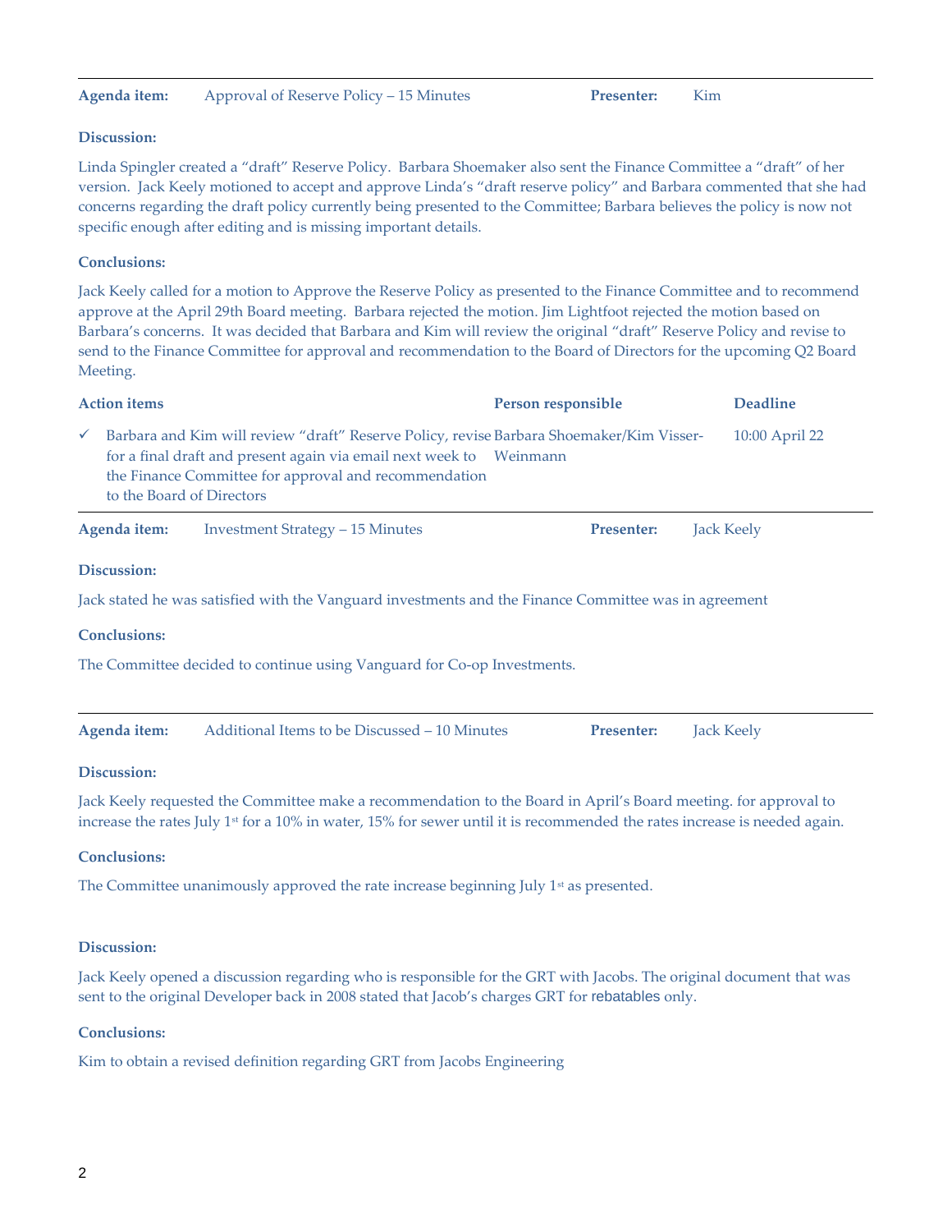**Agenda item:** Approval of Reserve Policy – 15 Minutes **Presenter:** Kim

**Discussion:**

Linda Spingler created a "draft" Reserve Policy. Barbara Shoemaker also sent the Finance Committee a "draft" of her version. Jack Keely motioned to accept and approve Linda's "draft reserve policy" and Barbara commented that she had concerns regarding the draft policy currently being presented to the Committee; Barbara believes the policy is now not specific enough after editing and is missing important details.

**Conclusions:**

Jack Keely called for a motion to Approve the Reserve Policy as presented to the Finance Committee and to recommend approve at the April 29th Board meeting. Barbara rejected the motion. Jim Lightfoot rejected the motion based on Barbara's concerns. It was decided that Barbara and Kim will review the original "draft" Reserve Policy and revise to send to the Finance Committee for approval and recommendation to the Board of Directors for the upcoming Q2 Board Meeting.

| Action items | Person responsible | Deadline |
|---|---|---|
| ✓ Barbara and Kim will review "draft" Reserve Policy, revise for a final draft and present again via email next week to the Finance Committee for approval and recommendation to the Board of Directors | Barbara Shoemaker/Kim Visser-Weinmann | 10:00 April 22 |

**Agenda item:** Investment Strategy – 15 Minutes **Presenter:** Jack Keely

**Discussion:**

Jack stated he was satisfied with the Vanguard investments and the Finance Committee was in agreement

**Conclusions:**

The Committee decided to continue using Vanguard for Co-op Investments.

**Agenda item:** Additional Items to be Discussed – 10 Minutes **Presenter:** Jack Keely

**Discussion:**

Jack Keely requested the Committee make a recommendation to the Board in April's Board meeting. for approval to increase the rates July 1st for a 10% in water, 15% for sewer until it is recommended the rates increase is needed again.

**Conclusions:**

The Committee unanimously approved the rate increase beginning July 1st as presented.

**Discussion:**

Jack Keely opened a discussion regarding who is responsible for the GRT with Jacobs. The original document that was sent to the original Developer back in 2008 stated that Jacob's charges GRT for rebatables only.

**Conclusions:**

Kim to obtain a revised definition regarding GRT from Jacobs Engineering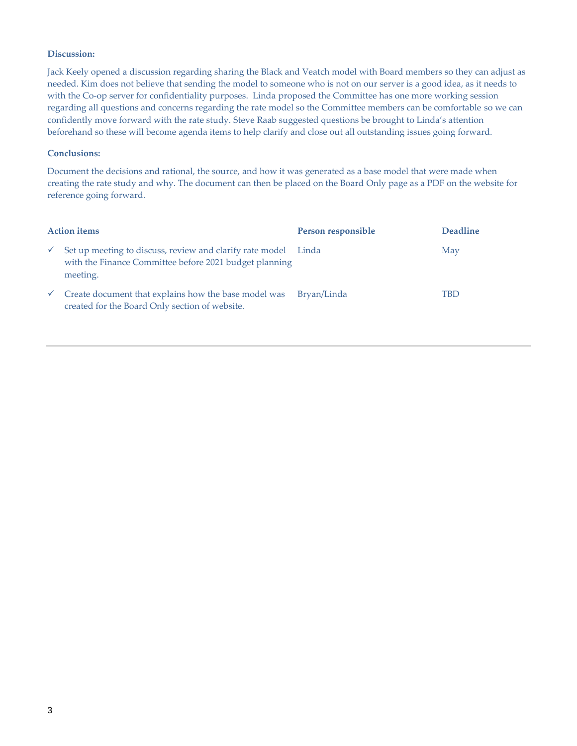**Discussion:**

Jack Keely opened a discussion regarding sharing the Black and Veatch model with Board members so they can adjust as needed. Kim does not believe that sending the model to someone who is not on our server is a good idea, as it needs to with the Co-op server for confidentiality purposes. Linda proposed the Committee has one more working session regarding all questions and concerns regarding the rate model so the Committee members can be comfortable so we can confidently move forward with the rate study. Steve Raab suggested questions be brought to Linda's attention beforehand so these will become agenda items to help clarify and close out all outstanding issues going forward.

**Conclusions:**

Document the decisions and rational, the source, and how it was generated as a base model that were made when creating the rate study and why. The document can then be placed on the Board Only page as a PDF on the website for reference going forward.

| Action items | Person responsible | Deadline |
|---|---|---|
| ✓ Set up meeting to discuss, review and clarify rate model with the Finance Committee before 2021 budget planning meeting. | Linda | May |
| ✓ Create document that explains how the base model was created for the Board Only section of website. | Bryan/Linda | TBD |